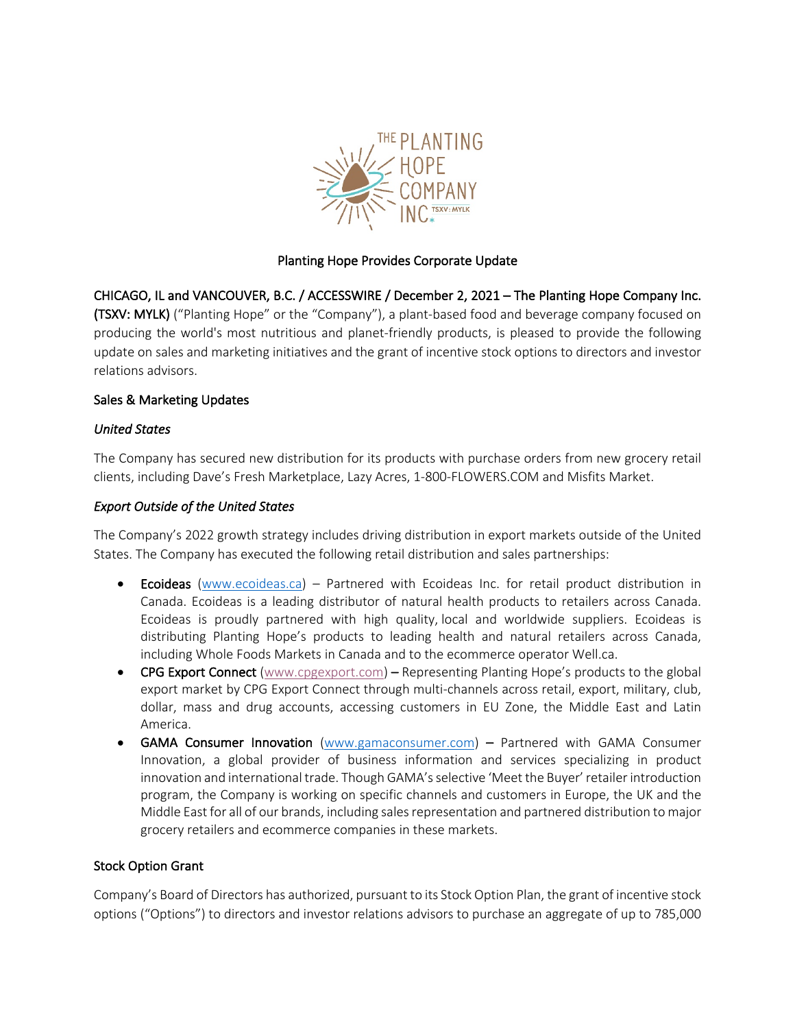# Planting Hope Provides Corporate Update

**CHICAGO, IL and VANCOUVER, B.C. / ACCESSWIRE / December 2, 2021 – The Planting Hope Company Inc. (TSXV: MYLK)** ("Planting Hope" or the "Company"), a plant-based food and beverage company focused on producing the world's most nutritious and planet-friendly products, is pleased to provide the following update on sales and marketing initiatives and the grant of incentive stock options to directors and investor relations advisors.

## Sales & Marketing Updates

### *United States*

The Company has secured new distribution for its products with purchase orders from new grocery retail clients, including Dave's Fresh Marketplace, Lazy Acres, 1-800-FLOWERS.COM and Misfits Market.

### *Export Outside of the United States*

The Company's 2022 growth strategy includes driving distribution in export markets outside of the United States. The Company has executed the following retail distribution and sales partnerships:

- **Ecoideas** (www.ecoideas.ca) – Partnered with Ecoideas Inc. for retail product distribution in Canada. Ecoideas is a leading distributor of natural health products to retailers across Canada. Ecoideas is proudly partnered with high quality, local and worldwide suppliers. Ecoideas is distributing Planting Hope's products to leading health and natural retailers across Canada, including Whole Foods Markets in Canada and to the ecommerce operator Well.ca.
- **CPG Export Connect** (www.cpgexport.com) – Representing Planting Hope's products to the global export market by CPG Export Connect through multi-channels across retail, export, military, club, dollar, mass and drug accounts, accessing customers in EU Zone, the Middle East and Latin America.
- **GAMA Consumer Innovation** (www.gamaconsumer.com) – Partnered with GAMA Consumer Innovation, a global provider of business information and services specializing in product innovation and international trade. Though GAMA's selective 'Meet the Buyer' retailer introduction program, the Company is working on specific channels and customers in Europe, the UK and the Middle East for all of our brands, including sales representation and partnered distribution to major grocery retailers and ecommerce companies in these markets.

## Stock Option Grant

Company's Board of Directors has authorized, pursuant to its Stock Option Plan, the grant of incentive stock options ("Options") to directors and investor relations advisors to purchase an aggregate of up to 785,000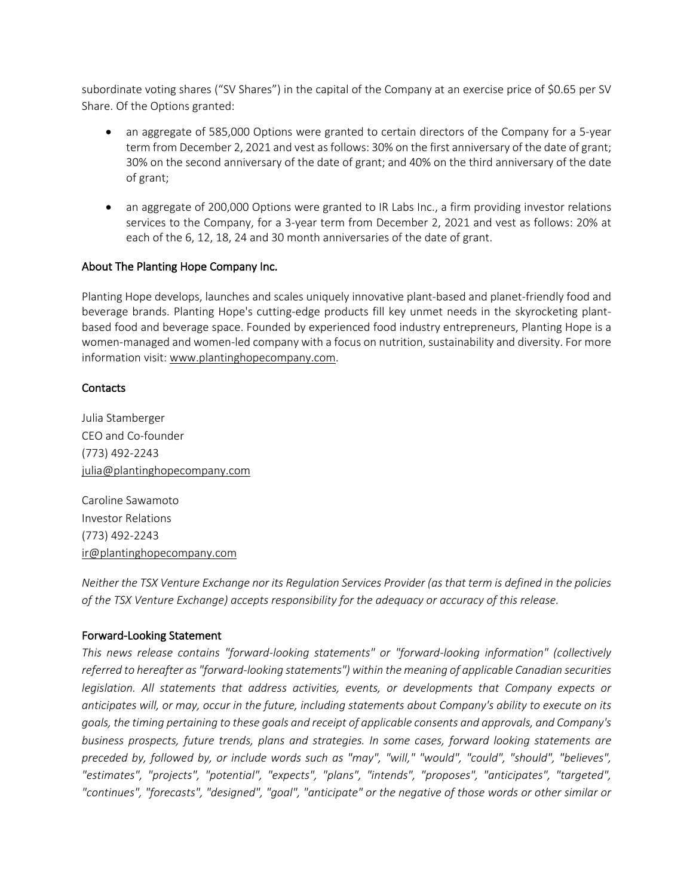subordinate voting shares ("SV Shares") in the capital of the Company at an exercise price of $0.65 per SV Share. Of the Options granted:

- an aggregate of 585,000 Options were granted to certain directors of the Company for a 5-year term from December 2, 2021 and vest as follows: 30% on the first anniversary of the date of grant; 30% on the second anniversary of the date of grant; and 40% on the third anniversary of the date of grant;

- an aggregate of 200,000 Options were granted to IR Labs Inc., a firm providing investor relations services to the Company, for a 3-year term from December 2, 2021 and vest as follows: 20% at each of the 6, 12, 18, 24 and 30 month anniversaries of the date of grant.

## About The Planting Hope Company Inc.

Planting Hope develops, launches and scales uniquely innovative plant-based and planet-friendly food and beverage brands. Planting Hope's cutting-edge products fill key unmet needs in the skyrocketing plant-based food and beverage space. Founded by experienced food industry entrepreneurs, Planting Hope is a women-managed and women-led company with a focus on nutrition, sustainability and diversity. For more information visit: www.plantinghopecompany.com.

## Contacts

Julia Stamberger
CEO and Co-founder
(773) 492-2243
julia@plantinghopecompany.com

Caroline Sawamoto
Investor Relations
(773) 492-2243
ir@plantinghopecompany.com

*Neither the TSX Venture Exchange nor its Regulation Services Provider (as that term is defined in the policies of the TSX Venture Exchange) accepts responsibility for the adequacy or accuracy of this release.*

## Forward-Looking Statement

*This news release contains "forward-looking statements" or "forward-looking information" (collectively referred to hereafter as "forward-looking statements") within the meaning of applicable Canadian securities legislation. All statements that address activities, events, or developments that Company expects or anticipates will, or may, occur in the future, including statements about Company's ability to execute on its goals, the timing pertaining to these goals and receipt of applicable consents and approvals, and Company's business prospects, future trends, plans and strategies. In some cases, forward looking statements are preceded by, followed by, or include words such as "may", "will," "would", "could", "should", "believes", "estimates", "projects", "potential", "expects", "plans", "intends", "proposes", "anticipates", "targeted", "continues", "forecasts", "designed", "goal", "anticipate" or the negative of those words or other similar or*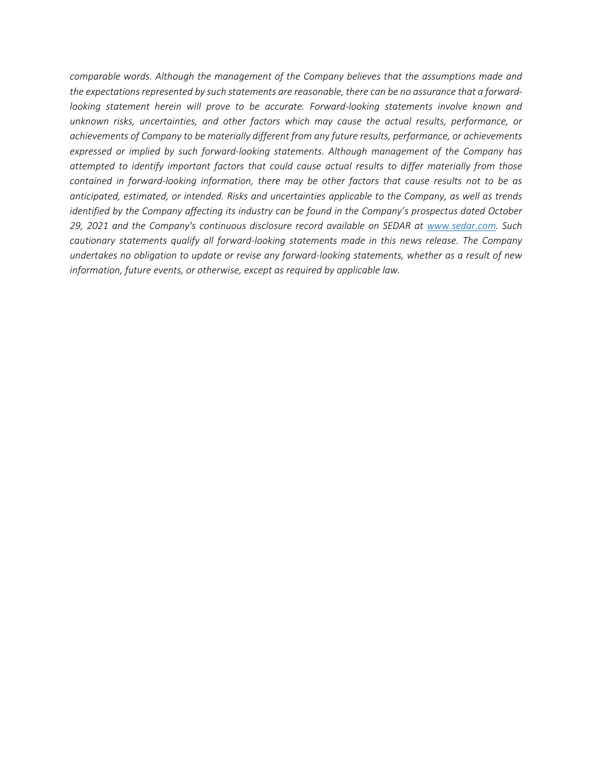*comparable words. Although the management of the Company believes that the assumptions made and the expectations represented by such statements are reasonable, there can be no assurance that a forward-looking statement herein will prove to be accurate. Forward-looking statements involve known and unknown risks, uncertainties, and other factors which may cause the actual results, performance, or achievements of Company to be materially different from any future results, performance, or achievements expressed or implied by such forward-looking statements. Although management of the Company has attempted to identify important factors that could cause actual results to differ materially from those contained in forward-looking information, there may be other factors that cause results not to be as anticipated, estimated, or intended. Risks and uncertainties applicable to the Company, as well as trends identified by the Company affecting its industry can be found in the Company's prospectus dated October 29, 2021 and the Company's continuous disclosure record available on SEDAR at [www.sedar.com](http://www.sedar.com). Such cautionary statements qualify all forward-looking statements made in this news release. The Company undertakes no obligation to update or revise any forward-looking statements, whether as a result of new information, future events, or otherwise, except as required by applicable law.*